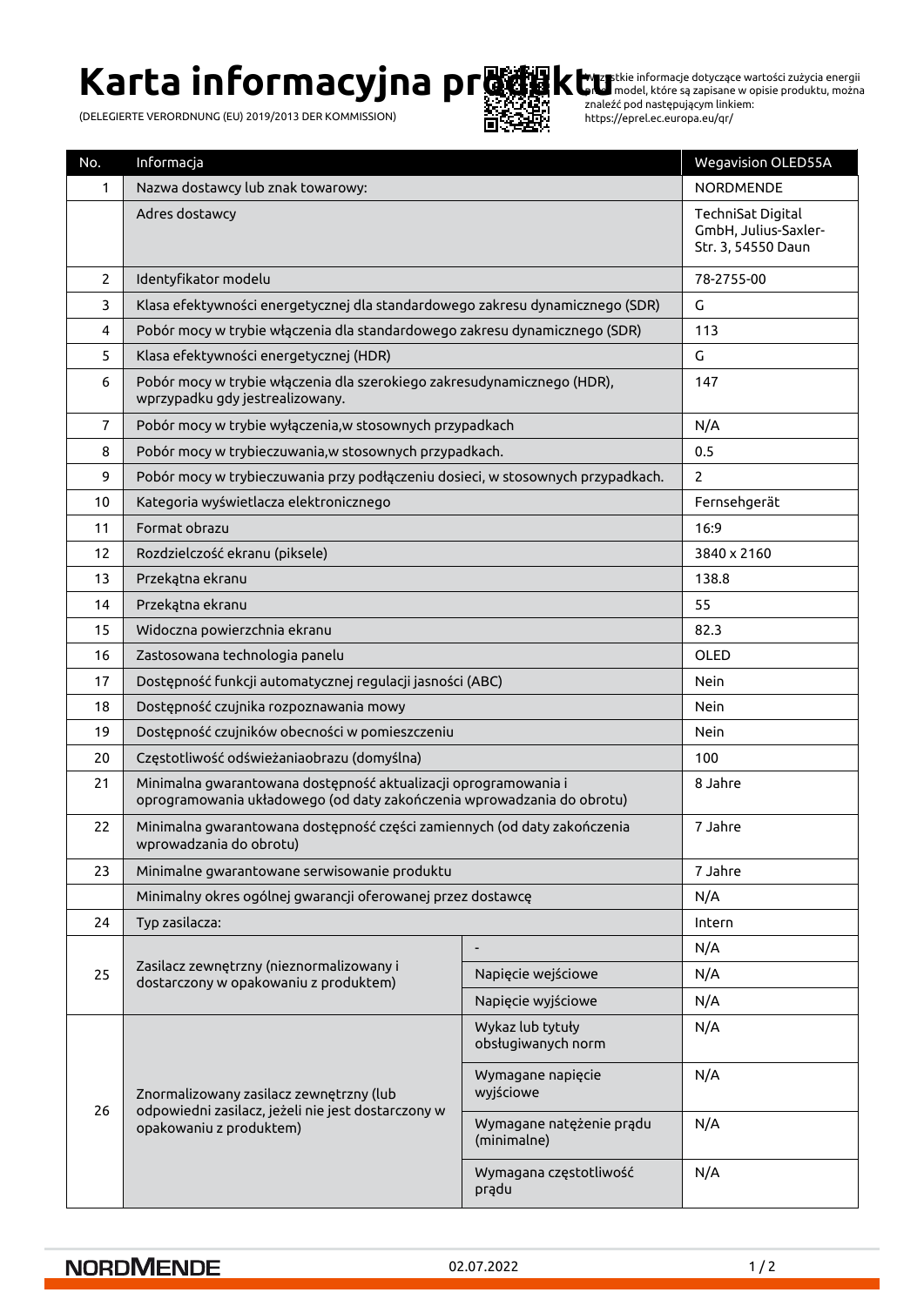# Karta informacyjna produktu

(DELEGIERTE VERORDNUNG (EU) 2019/2013 DER KOMMISSION)

Wszystkie informacje dotyczące wartości zużycia energii przez model, które są zapisane w opisie produktu, można znaleźć pod następującym linkiem: https://eprel.ec.europa.eu/qr/

| No. | Informacja | | Wegavision OLED55A |
|---|---|---|---|
| 1 | Nazwa dostawcy lub znak towarowy: | | NORDMENDE |
| | Adres dostawcy | | TechniSat Digital GmbH, Julius-Saxler-Str. 3, 54550 Daun |
| 2 | Identyfikator modelu | | 78-2755-00 |
| 3 | Klasa efektywności energetycznej dla standardowego zakresu dynamicznego (SDR) | | G |
| 4 | Pobór mocy w trybie włączenia dla standardowego zakresu dynamicznego (SDR) | | 113 |
| 5 | Klasa efektywności energetycznej (HDR) | | G |
| 6 | Pobór mocy w trybie włączenia dla szerokiego zakresudynamicznego (HDR), wprzypadku gdy jestrealizowany. | | 147 |
| 7 | Pobór mocy w trybie wyłączenia,w stosownych przypadkach | | N/A |
| 8 | Pobór mocy w trybieczuwania,w stosownych przypadkach. | | 0.5 |
| 9 | Pobór mocy w trybieczuwania przy podłączeniu dosieci, w stosownych przypadkach. | | 2 |
| 10 | Kategoria wyświetlacza elektronicznego | | Fernsehgerät |
| 11 | Format obrazu | | 16:9 |
| 12 | Rozdzielczość ekranu (piksele) | | 3840 x 2160 |
| 13 | Przekątna ekranu | | 138.8 |
| 14 | Przekątna ekranu | | 55 |
| 15 | Widoczna powierzchnia ekranu | | 82.3 |
| 16 | Zastosowana technologia panelu | | OLED |
| 17 | Dostępność funkcji automatycznej regulacji jasności (ABC) | | Nein |
| 18 | Dostępność czujnika rozpoznawania mowy | | Nein |
| 19 | Dostępność czujników obecności w pomieszczeniu | | Nein |
| 20 | Częstotliwość odświeżaniaobrazu (domyślna) | | 100 |
| 21 | Minimalna gwarantowana dostępność aktualizacji oprogramowania i oprogramowania układowego (od daty zakończenia wprowadzania do obrotu) | | 8 Jahre |
| 22 | Minimalna gwarantowana dostępność części zamiennych (od daty zakończenia wprowadzania do obrotu) | | 7 Jahre |
| 23 | Minimalne gwarantowane serwisowanie produktu | | 7 Jahre |
| | Minimalny okres ogólnej gwarancji oferowanej przez dostawcę | | N/A |
| 24 | Typ zasilacza: | | Intern |
| 25 | Zasilacz zewnętrzny (nieznormalizowany i dostarczony w opakowaniu z produktem) | - | N/A |
| | | Napięcie wejściowe | N/A |
| | | Napięcie wyjściowe | N/A |
| 26 | Znormalizowany zasilacz zewnętrzny (lub odpowiedni zasilacz, jeżeli nie jest dostarczony w opakowaniu z produktem) | Wykaz lub tytuły obsługiwanych norm | N/A |
| | | Wymagane napięcie wyjściowe | N/A |
| | | Wymagane natężenie prądu (minimalne) | N/A |
| | | Wymagana częstotliwość prądu | N/A |

NORDMENDE 02.07.2022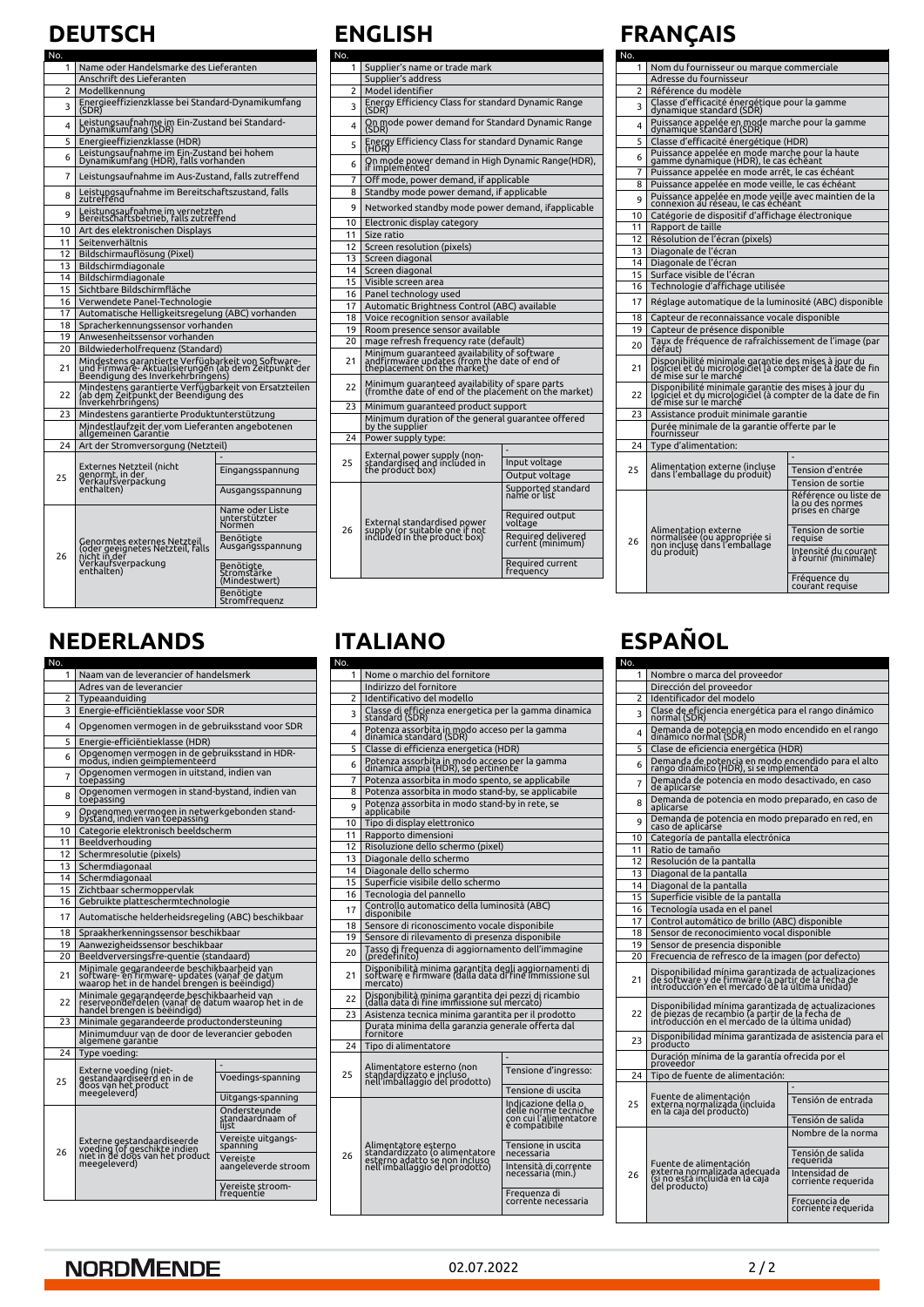# DEUTSCH

| No. | | |
|---|---|---|
| 1 | Name oder Handelsmarke des Lieferanten | |
| | Anschrift des Lieferanten | |
| 2 | Modellkennung | |
| 3 | Energieeffizienzklasse bei Standard-Dynamikumfang (SDR) | |
| 4 | Leistungsaufnahme im Ein-Zustand bei Standard-Dynamikumfang (SDR) | |
| 5 | Energieeffizienzklasse (HDR) | |
| 6 | Leistungsaufnahme im Ein-Zustand bei hohem Dynamikumfang (HDR), falls vorhanden | |
| 7 | Leistungsaufnahme im Aus-Zustand, falls zutreffend | |
| 8 | Leistungsaufnahme im Bereitschaftszustand, falls zutreffend | |
| 9 | Leistungsaufnahme im vernetzten Bereitschaftsbetrieb, falls zutreffend | |
| 10 | Art des elektronischen Displays | |
| 11 | Seitenverhältnis | |
| 12 | Bildschirmauflösung (Pixel) | |
| 13 | Bildschirmdiagonale | |
| 14 | Bildschirmdiagonale | |
| 15 | Sichtbare Bildschirmfläche | |
| 16 | Verwendete Panel-Technologie | |
| 17 | Automatische Helligkeitsregelung (ABC) vorhanden | |
| 18 | Spracherkennungssensor vorhanden | |
| 19 | Anwesenheitssensor vorhanden | |
| 20 | Bildwiederholfrequenz (Standard) | |
| 21 | Mindestens garantierte Verfügbarkeit von Software- und Firmware- Aktualisierungen (ab dem Zeitpunkt der Beendigung des Inverkehrbringens) | |
| 22 | Mindestens garantierte Verfügbarkeit von Ersatzteilen (ab dem Zeitpunkt der Beendigung des Inverkehrbringens) | |
| 23 | Mindestens garantierte Produktunterstützung | |
| | Mindestlaufzeit der vom Lieferanten angebotenen allgemeinen Garantie | |
| 24 | Art der Stromversorgung (Netzteil) | |
| 25 | Externes Netzteil (nicht genormt, in der Verkaufsverpackung enthalten) | - |
| | | Eingangsspannung |
| | | Ausgangsspannung |
| 26 | Genormtes externes Netzteil (oder geeignetes Netzteil, falls nicht in der Verkaufsverpackung enthalten) | Name oder Liste unterstützter Normen |
| | | Benötigte Ausgangsspannung |
| | | Benötigte Stromstärke (Mindestwert) |
| | | Benötigte Stromfrequenz |

# ENGLISH

| No. | | |
|---|---|---|
| 1 | Supplier's name or trade mark | |
| | Supplier's address | |
| 2 | Model identifier | |
| 3 | Energy Efficiency Class for standard Dynamic Range (SDR) | |
| 4 | On mode power demand for Standard Dynamic Range (SDR) | |
| 5 | Energy Efficiency Class for standard Dynamic Range (HDR) | |
| 6 | On mode power demand in High Dynamic Range(HDR), if implemented | |
| 7 | Off mode, power demand, if applicable | |
| 8 | Standby mode power demand, if applicable | |
| 9 | Networked standby mode power demand, ifapplicable | |
| 10 | Electronic display category | |
| 11 | Size ratio | |
| 12 | Screen resolution (pixels) | |
| 13 | Screen diagonal | |
| 14 | Screen diagonal | |
| 15 | Visible screen area | |
| 16 | Panel technology used | |
| 17 | Automatic Brightness Control (ABC) available | |
| 18 | Voice recognition sensor available | |
| 19 | Room presence sensor available | |
| 20 | mage refresh frequency rate (default) | |
| 21 | Minimum guaranteed availability of software andfirmware updates (from the date of end of theplacement on the market) | |
| 22 | Minimum guaranteed availability of spare parts (fromthe date of end of the placement on the market) | |
| 23 | Minimum guaranteed product support | |
| | Minimum duration of the general guarantee offered by the supplier | |
| 24 | Power supply type: | |
| 25 | External power supply (non-standardised and included in the product box) | - |
| | | Input voltage |
| | | Output voltage |
| 26 | External standardised power supply (or suitable one if not included in the product box) | Supported standard name or list |
| | | Required output voltage |
| | | Required delivered current (minimum) |
| | | Required current frequency |

# FRANÇAIS

| No. | | |
|---|---|---|
| 1 | Nom du fournisseur ou marque commerciale | |
| | Adresse du fournisseur | |
| 2 | Référence du modèle | |
| 3 | Classe d'efficacité énergétique pour la gamme dynamique standard (SDR) | |
| 4 | Puissance appelée en mode marche pour la gamme dynamique standard (SDR) | |
| 5 | Classe d'efficacité énergétique (HDR) | |
| 6 | Puissance appelée en mode marche pour la haute gamme dynamique (HDR), le cas échéant | |
| 7 | Puissance appelée en mode arrêt, le cas échéant | |
| 8 | Puissance appelée en mode veille, le cas échéant | |
| 9 | Puissance appelée en mode veille avec maintien de la connexion au réseau, le cas échéant | |
| 10 | Catégorie de dispositif d'affichage électronique | |
| 11 | Rapport de taille | |
| 12 | Résolution de l'écran (pixels) | |
| 13 | Diagonale de l'écran | |
| 14 | Diagonale de l'écran | |
| 15 | Surface visible de l'écran | |
| 16 | Technologie d'affichage utilisée | |
| 17 | Réglage automatique de la luminosité (ABC) disponible | |
| 18 | Capteur de reconnaissance vocale disponible | |
| 19 | Capteur de présence disponible | |
| 20 | Taux de fréquence de rafraîchissement de l'image (par défaut) | |
| 21 | Disponibilité minimale garantie des mises à jour du logiciel et du micrologiciel (à compter de la date de fin de mise sur le marché | |
| 22 | Disponibilité minimale garantie des mises à jour du logiciel et du micrologiciel (à compter de la date de fin de mise sur le marché | |
| 23 | Assistance produit minimale garantie | |
| | Durée minimale de la garantie offerte par le fournisseur | |
| 24 | Type d'alimentation: | |
| 25 | Alimentation externe (incluse dans l'emballage du produit) | - |
| | | Tension d'entrée |
| | | Tension de sortie |
| 26 | Alimentation externe normalisée (ou appropriée si non incluse dans l'emballage du produit) | Référence ou liste de la ou des normes prises en charge |
| | | Tension de sortie requise |
| | | Intensité du courant à fournir (minimale) |
| | | Fréquence du courant requise |

# NEDERLANDS

| No. | | |
|---|---|---|
| 1 | Naam van de leverancier of handelsmerk | |
| | Adres van de leverancier | |
| 2 | Typeaanduiding | |
| 3 | Energie-efficiëntieklasse voor SDR | |
| 4 | Opgenomen vermogen in de gebruiksstand voor SDR | |
| 5 | Energie-efficiëntieklasse (HDR) | |
| 6 | Opgenomen vermogen in de gebruiksstand in HDR-modus, indien geïmplementeerd | |
| 7 | Opgenomen vermogen in uitstand, indien van toepassing | |
| 8 | Opgenomen vermogen in stand-bystand, indien van toepassing | |
| 9 | Opgenomen vermogen in netwerkgebonden stand-bystand, indien van toepassing | |
| 10 | Categorie elektronisch beeldscherm | |
| 11 | Beeldverhouding | |
| 12 | Schermresolutie (pixels) | |
| 13 | Schermdiagonaal | |
| 14 | Schermdiagonaal | |
| 15 | Zichtbaar schermoppervlak | |
| 16 | Gebruikte platteschermtechnologie | |
| 17 | Automatische helderheidsregeling (ABC) beschikbaar | |
| 18 | Spraakherkenningssensor beschikbaar | |
| 19 | Aanwezigheidssensor beschikbaar | |
| 20 | Beeldverversingsfre-quentie (standaard) | |
| 21 | Minimale gegarandeerde beschikbaarheid van software- en firmware- updates (vanaf de datum waarop het in de handel brengen is beëindigd) | |
| 22 | Minimale gegarandeerde beschikbaarheid van reserveonderdelen (vanaf de datum waarop het in de handel brengen is beëindigd) | |
| 23 | Minimale gegarandeerde productondersteuning | |
| | Minimumduur van de door de leverancier geboden algemene garantie | |
| 24 | Type voeding: | |
| 25 | Externe voeding (niet-gestandaardiseerd en in de doos van het product meegeleverd) | - |
| | | Voedings-spanning |
| | | Uitgangs-spanning |
| 26 | Externe gestandaardiseerde voeding (of geschikte indien niet in de doos van het product meegeleverd) | Ondersteunde standaardnaam of lijst |
| | | Vereiste uitgangs-spanning |
| | | Vereiste aangeleverde stroom |
| | | Vereiste stroom-frequentie |

# ITALIANO

| No. | | |
|---|---|---|
| 1 | Nome o marchio del fornitore | |
| | Indirizzo del fornitore | |
| 2 | Identificativo del modello | |
| 3 | Classe di efficienza energetica per la gamma dinamica standard (SDR) | |
| 4 | Potenza assorbita in modo acceso per la gamma dinamica standard (SDR) | |
| 5 | Classe di efficienza energetica (HDR) | |
| 6 | Potenza assorbita in modo acceso per la gamma dinamica ampia (HDR), se pertinente | |
| 7 | Potenza assorbita in modo spento, se applicabile | |
| 8 | Potenza assorbita in modo stand-by, se applicabile | |
| 9 | Potenza assorbita in modo stand-by in rete, se applicabile | |
| 10 | Tipo di display elettronico | |
| 11 | Rapporto dimensioni | |
| 12 | Risoluzione dello schermo (pixel) | |
| 13 | Diagonale dello schermo | |
| 14 | Diagonale dello schermo | |
| 15 | Superficie visibile dello schermo | |
| 16 | Tecnologia del pannello | |
| 17 | Controllo automatico della luminosità (ABC) disponibile | |
| 18 | Sensore di riconoscimento vocale disponibile | |
| 19 | Sensore di rilevamento di presenza disponibile | |
| 20 | Tasso di frequenza di aggiornamento dell'immagine (predefinito) | |
| 21 | Disponibilità minima garantita degli aggiornamenti di software e firmware (dalla data di fine immissione sul mercato) | |
| 22 | Disponibilità minima garantita dei pezzi di ricambio (dalla data di fine immissione sul mercato) | |
| 23 | Asistenza tecnica minima garantita per il prodotto | |
| | Durata minima della garanzia generale offerta dal fornitore | |
| 24 | Tipo di alimentatore | |
| 25 | Alimentatore esterno (non standardizzato e incluso nell'imballaggio del prodotto) | - |
| | | Tensione d'ingresso: |
| | | Tensione di uscita |
| 26 | Alimentatore esterno standardizzato (o alimentatore esterno adatto se non incluso nell'imballaggio del prodotto) | Indicazione della o delle norme tecniche con cui l'alimentatore è compatibile |
| | | Tensione in uscita necessaria |
| | | Intensità di corrente necessaria (min.) |
| | | Frequenza di corrente necessaria |

# ESPAÑOL

| No. | | |
|---|---|---|
| 1 | Nombre o marca del proveedor | |
| | Dirección del proveedor | |
| 2 | Identificador del modelo | |
| 3 | Clase de eficiencia energética para el rango dinámico normal (SDR) | |
| 4 | Demanda de potencia en modo encendido en el rango dinámico normal (SDR) | |
| 5 | Clase de eficiencia energética (HDR) | |
| 6 | Demanda de potencia en modo encendido para el alto rango dinámico (HDR), si se implementa | |
| 7 | Demanda de potencia en modo desactivado, en caso de aplicarse | |
| 8 | Demanda de potencia en modo preparado, en caso de aplicarse | |
| 9 | Demanda de potencia en modo preparado en red, en caso de aplicarse | |
| 10 | Categoría de pantalla electrónica | |
| 11 | Ratio de tamaño | |
| 12 | Resolución de la pantalla | |
| 13 | Diagonal de la pantalla | |
| 14 | Diagonal de la pantalla | |
| 15 | Superficie visible de la pantalla | |
| 16 | Tecnología usada en el panel | |
| 17 | Control automático de brillo (ABC) disponible | |
| 18 | Sensor de reconocimiento vocal disponible | |
| 19 | Sensor de presencia disponible | |
| 20 | Frecuencia de refresco de la imagen (por defecto) | |
| 21 | Disponibilidad mínima garantizada de actualizaciones de software y de firmware (a partir de la fecha de introducción en el mercado de la última unidad) | |
| 22 | Disponibilidad mínima garantizada de actualizaciones de piezas de recambio (a partir de la fecha de introducción en el mercado de la última unidad) | |
| 23 | Disponibilidad mínima garantizada de asistencia para el producto | |
| | Duración mínima de la garantía ofrecida por el proveedor | |
| 24 | Tipo de fuente de alimentación: | |
| 25 | Fuente de alimentación externa normalizada (incluida en la caja del producto) | - |
| | | Tensión de entrada |
| | | Tensión de salida |
| 26 | Fuente de alimentación externa normalizada adecuada (si no está incluida en la caja del producto) | Nombre de la norma |
| | | Tensión de salida requerida |
| | | Intensidad de corriente requerida |
| | | Frecuencia de corriente requerida |

NORDMENDE

02.07.2022